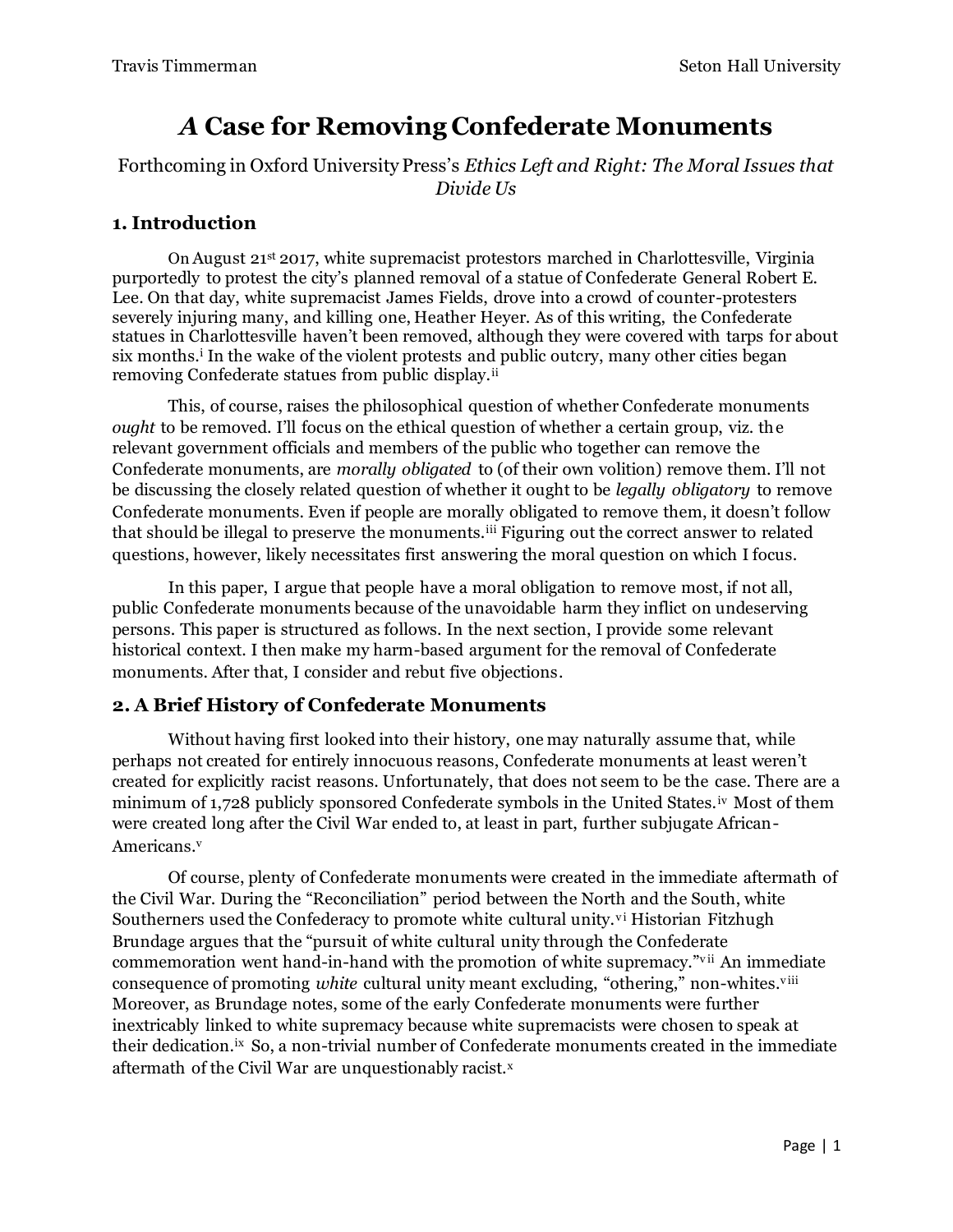# *A* Case for Removing Confederate Monuments

Forthcoming in Oxford University Press's *Ethics Left and Right: The Moral Issues that Divide Us*

## 1. Introduction

On August 21st 2017, white supremacist protestors marched in Charlottesville, Virginia purportedly to protest the city's planned removal of a statue of Confederate General Robert E. Lee. On that day, white supremacist James Fields, drove into a crowd of counter-protesters severely injuring many, and killing one, Heather Heyer. As of this writing, the Confederate statues in Charlottesville haven't been removed, although they were covered with tarps for about six months.[i] In the wake of the violent protests and public outcry, many other cities began removing Confederate statues from public display.[ii]

This, of course, raises the philosophical question of whether Confederate monuments *ought* to be removed. I'll focus on the ethical question of whether a certain group, viz. the relevant government officials and members of the public who together can remove the Confederate monuments, are *morally obligated* to (of their own volition) remove them. I'll not be discussing the closely related question of whether it ought to be *legally obligatory* to remove Confederate monuments. Even if people are morally obligated to remove them, it doesn't follow that should be illegal to preserve the monuments.[iii] Figuring out the correct answer to related questions, however, likely necessitates first answering the moral question on which I focus.

In this paper, I argue that people have a moral obligation to remove most, if not all, public Confederate monuments because of the unavoidable harm they inflict on undeserving persons. This paper is structured as follows. In the next section, I provide some relevant historical context. I then make my harm-based argument for the removal of Confederate monuments. After that, I consider and rebut five objections.

## 2. A Brief History of Confederate Monuments

Without having first looked into their history, one may naturally assume that, while perhaps not created for entirely innocuous reasons, Confederate monuments at least weren't created for explicitly racist reasons. Unfortunately, that does not seem to be the case. There are a minimum of 1,728 publicly sponsored Confederate symbols in the United States.[iv] Most of them were created long after the Civil War ended to, at least in part, further subjugate African-Americans.[v]

Of course, plenty of Confederate monuments were created in the immediate aftermath of the Civil War. During the "Reconciliation" period between the North and the South, white Southerners used the Confederacy to promote white cultural unity.[vi] Historian Fitzhugh Brundage argues that the "pursuit of white cultural unity through the Confederate commemoration went hand-in-hand with the promotion of white supremacy."[vii] An immediate consequence of promoting *white* cultural unity meant excluding, "othering," non-whites.[viii] Moreover, as Brundage notes, some of the early Confederate monuments were further inextricably linked to white supremacy because white supremacists were chosen to speak at their dedication.[ix] So, a non-trivial number of Confederate monuments created in the immediate aftermath of the Civil War are unquestionably racist.[x]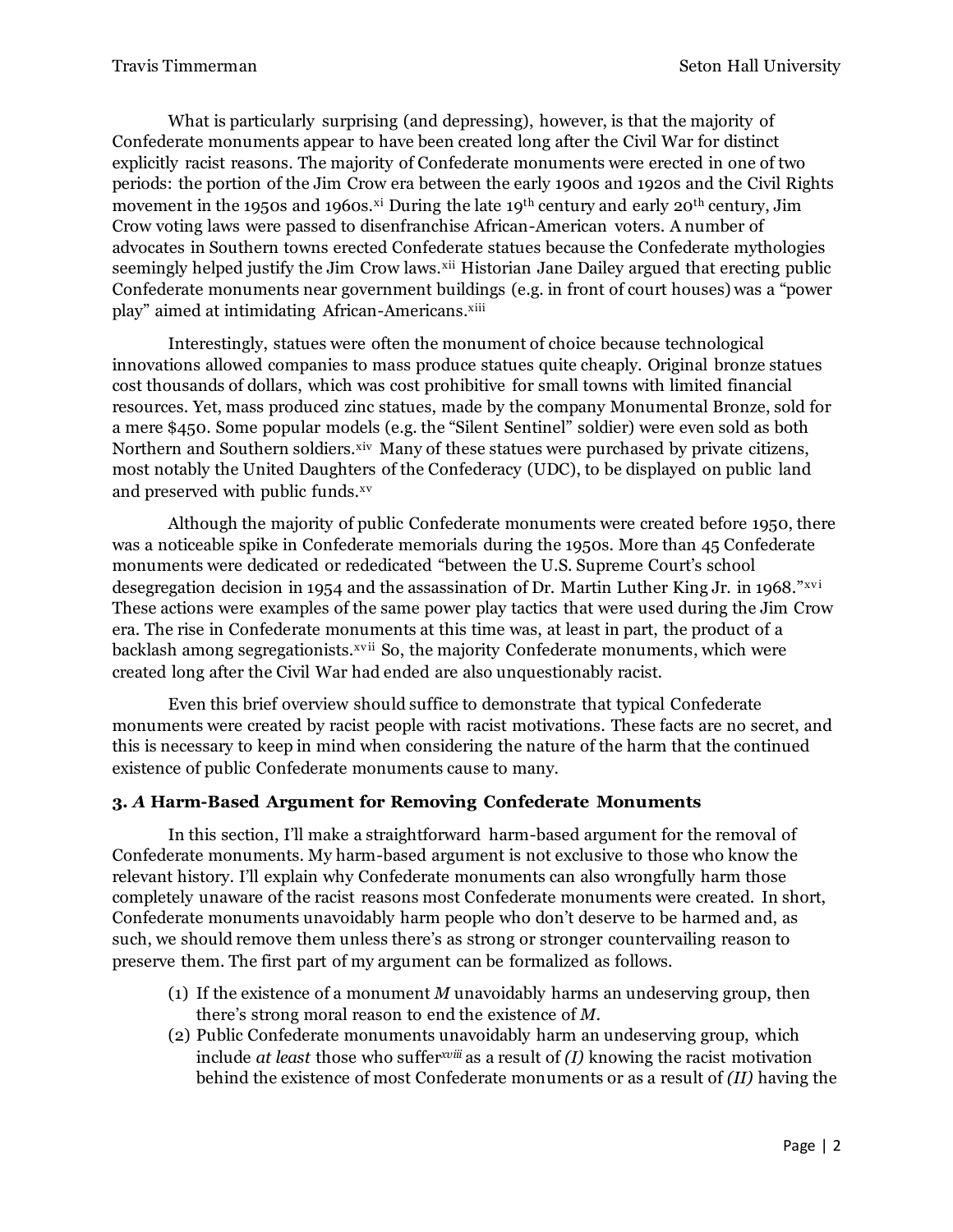What is particularly surprising (and depressing), however, is that the majority of Confederate monuments appear to have been created long after the Civil War for distinct explicitly racist reasons. The majority of Confederate monuments were erected in one of two periods: the portion of the Jim Crow era between the early 1900s and 1920s and the Civil Rights movement in the 1950s and 1960s.[xi] During the late 19th century and early 20th century, Jim Crow voting laws were passed to disenfranchise African-American voters. A number of advocates in Southern towns erected Confederate statues because the Confederate mythologies seemingly helped justify the Jim Crow laws.[xii] Historian Jane Dailey argued that erecting public Confederate monuments near government buildings (e.g. in front of court houses) was a "power play" aimed at intimidating African-Americans.[xiii]

Interestingly, statues were often the monument of choice because technological innovations allowed companies to mass produce statues quite cheaply. Original bronze statues cost thousands of dollars, which was cost prohibitive for small towns with limited financial resources. Yet, mass produced zinc statues, made by the company Monumental Bronze, sold for a mere $450. Some popular models (e.g. the "Silent Sentinel" soldier) were even sold as both Northern and Southern soldiers.[xiv] Many of these statues were purchased by private citizens, most notably the United Daughters of the Confederacy (UDC), to be displayed on public land and preserved with public funds.[xv]

Although the majority of public Confederate monuments were created before 1950, there was a noticeable spike in Confederate memorials during the 1950s. More than 45 Confederate monuments were dedicated or rededicated "between the U.S. Supreme Court's school desegregation decision in 1954 and the assassination of Dr. Martin Luther King Jr. in 1968."[xvi] These actions were examples of the same power play tactics that were used during the Jim Crow era. The rise in Confederate monuments at this time was, at least in part, the product of a backlash among segregationists.[xvii] So, the majority Confederate monuments, which were created long after the Civil War had ended are also unquestionably racist.

Even this brief overview should suffice to demonstrate that typical Confederate monuments were created by racist people with racist motivations. These facts are no secret, and this is necessary to keep in mind when considering the nature of the harm that the continued existence of public Confederate monuments cause to many.

### 3. *A* Harm-Based Argument for Removing Confederate Monuments

In this section, I'll make a straightforward harm-based argument for the removal of Confederate monuments. My harm-based argument is not exclusive to those who know the relevant history. I'll explain why Confederate monuments can also wrongfully harm those completely unaware of the racist reasons most Confederate monuments were created. In short, Confederate monuments unavoidably harm people who don't deserve to be harmed and, as such, we should remove them unless there's as strong or stronger countervailing reason to preserve them. The first part of my argument can be formalized as follows.

(1) If the existence of a monument *M* unavoidably harms an undeserving group, then there's strong moral reason to end the existence of *M*.

(2) Public Confederate monuments unavoidably harm an undeserving group, which include *at least* those who suffer[xviii] as a result of *(I)* knowing the racist motivation behind the existence of most Confederate monuments or as a result of *(II)* having the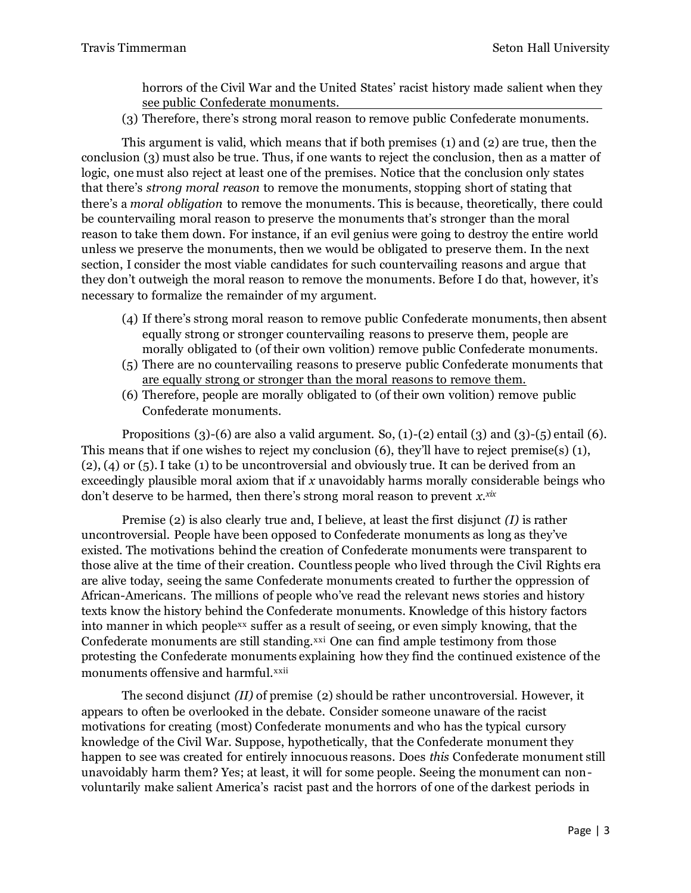horrors of the Civil War and the United States' racist history made salient when they see public Confederate monuments.

(3) Therefore, there's strong moral reason to remove public Confederate monuments.

This argument is valid, which means that if both premises (1) and (2) are true, then the conclusion (3) must also be true. Thus, if one wants to reject the conclusion, then as a matter of logic, one must also reject at least one of the premises. Notice that the conclusion only states that there's *strong moral reason* to remove the monuments, stopping short of stating that there's a *moral obligation* to remove the monuments. This is because, theoretically, there could be countervailing moral reason to preserve the monuments that's stronger than the moral reason to take them down. For instance, if an evil genius were going to destroy the entire world unless we preserve the monuments, then we would be obligated to preserve them. In the next section, I consider the most viable candidates for such countervailing reasons and argue that they don't outweigh the moral reason to remove the monuments. Before I do that, however, it's necessary to formalize the remainder of my argument.

(4) If there's strong moral reason to remove public Confederate monuments, then absent equally strong or stronger countervailing reasons to preserve them, people are morally obligated to (of their own volition) remove public Confederate monuments.

(5) There are no countervailing reasons to preserve public Confederate monuments that are equally strong or stronger than the moral reasons to remove them.

(6) Therefore, people are morally obligated to (of their own volition) remove public Confederate monuments.

Propositions (3)-(6) are also a valid argument. So, (1)-(2) entail (3) and (3)-(5) entail (6). This means that if one wishes to reject my conclusion (6), they'll have to reject premise(s) (1), (2), (4) or (5). I take (1) to be uncontroversial and obviously true. It can be derived from an exceedingly plausible moral axiom that if *x* unavoidably harms morally considerable beings who don't deserve to be harmed, then there's strong moral reason to prevent *x*.[xix]

Premise (2) is also clearly true and, I believe, at least the first disjunct *(I)* is rather uncontroversial. People have been opposed to Confederate monuments as long as they've existed. The motivations behind the creation of Confederate monuments were transparent to those alive at the time of their creation. Countless people who lived through the Civil Rights era are alive today, seeing the same Confederate monuments created to further the oppression of African-Americans. The millions of people who've read the relevant news stories and history texts know the history behind the Confederate monuments. Knowledge of this history factors into manner in which people[xx] suffer as a result of seeing, or even simply knowing, that the Confederate monuments are still standing.[xxi] One can find ample testimony from those protesting the Confederate monuments explaining how they find the continued existence of the monuments offensive and harmful.[xxii]

The second disjunct *(II)* of premise (2) should be rather uncontroversial. However, it appears to often be overlooked in the debate. Consider someone unaware of the racist motivations for creating (most) Confederate monuments and who has the typical cursory knowledge of the Civil War. Suppose, hypothetically, that the Confederate monument they happen to see was created for entirely innocuous reasons. Does *this* Confederate monument still unavoidably harm them? Yes; at least, it will for some people. Seeing the monument can non-voluntarily make salient America's racist past and the horrors of one of the darkest periods in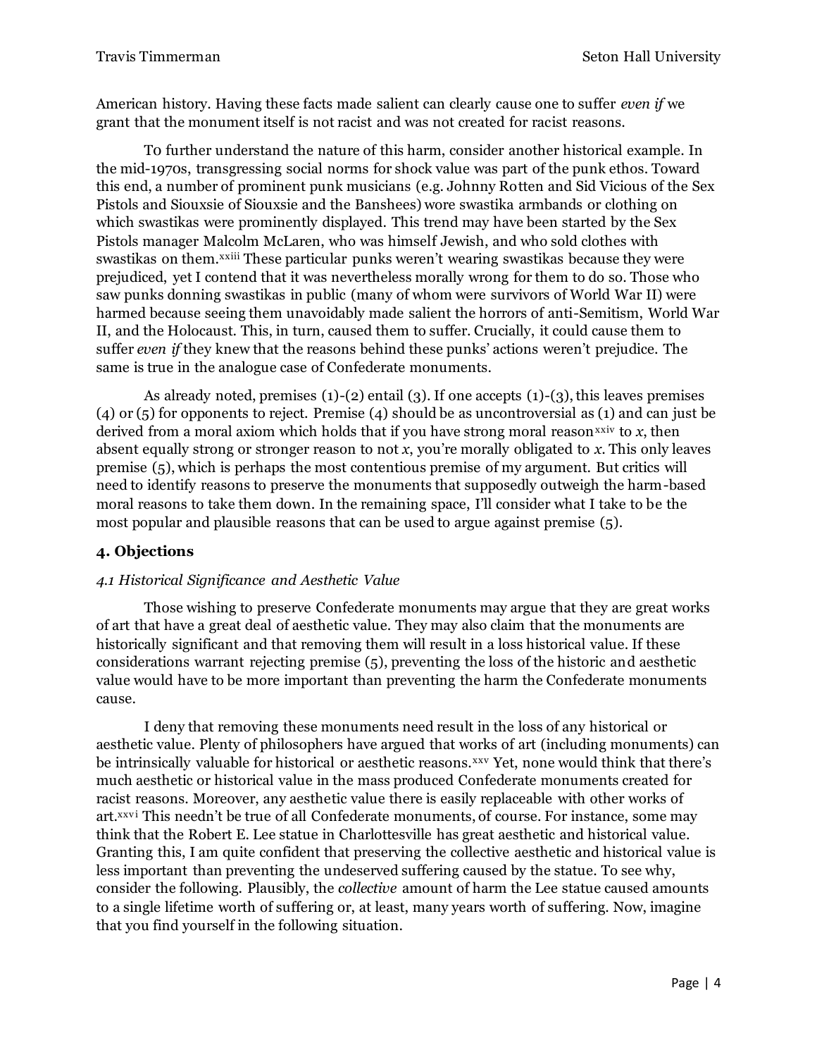American history. Having these facts made salient can clearly cause one to suffer *even if* we grant that the monument itself is not racist and was not created for racist reasons.

To further understand the nature of this harm, consider another historical example. In the mid-1970s, transgressing social norms for shock value was part of the punk ethos. Toward this end, a number of prominent punk musicians (e.g. Johnny Rotten and Sid Vicious of the Sex Pistols and Siouxsie of Siouxsie and the Banshees) wore swastika armbands or clothing on which swastikas were prominently displayed. This trend may have been started by the Sex Pistols manager Malcolm McLaren, who was himself Jewish, and who sold clothes with swastikas on them.[xxiii] These particular punks weren't wearing swastikas because they were prejudiced, yet I contend that it was nevertheless morally wrong for them to do so. Those who saw punks donning swastikas in public (many of whom were survivors of World War II) were harmed because seeing them unavoidably made salient the horrors of anti-Semitism, World War II, and the Holocaust. This, in turn, caused them to suffer. Crucially, it could cause them to suffer *even if* they knew that the reasons behind these punks' actions weren't prejudice. The same is true in the analogue case of Confederate monuments.

As already noted, premises (1)-(2) entail (3). If one accepts (1)-(3), this leaves premises (4) or (5) for opponents to reject. Premise (4) should be as uncontroversial as (1) and can just be derived from a moral axiom which holds that if you have strong moral reason[xxiv] to *x*, then absent equally strong or stronger reason to not *x*, you're morally obligated to *x*. This only leaves premise (5), which is perhaps the most contentious premise of my argument. But critics will need to identify reasons to preserve the monuments that supposedly outweigh the harm-based moral reasons to take them down. In the remaining space, I'll consider what I take to be the most popular and plausible reasons that can be used to argue against premise (5).

## 4. Objections

### *4.1 Historical Significance and Aesthetic Value*

Those wishing to preserve Confederate monuments may argue that they are great works of art that have a great deal of aesthetic value. They may also claim that the monuments are historically significant and that removing them will result in a loss historical value. If these considerations warrant rejecting premise (5), preventing the loss of the historic and aesthetic value would have to be more important than preventing the harm the Confederate monuments cause.

I deny that removing these monuments need result in the loss of any historical or aesthetic value. Plenty of philosophers have argued that works of art (including monuments) can be intrinsically valuable for historical or aesthetic reasons.[xxv] Yet, none would think that there's much aesthetic or historical value in the mass produced Confederate monuments created for racist reasons. Moreover, any aesthetic value there is easily replaceable with other works of art.[xxvi] This needn't be true of all Confederate monuments, of course. For instance, some may think that the Robert E. Lee statue in Charlottesville has great aesthetic and historical value. Granting this, I am quite confident that preserving the collective aesthetic and historical value is less important than preventing the undeserved suffering caused by the statue. To see why, consider the following. Plausibly, the *collective* amount of harm the Lee statue caused amounts to a single lifetime worth of suffering or, at least, many years worth of suffering. Now, imagine that you find yourself in the following situation.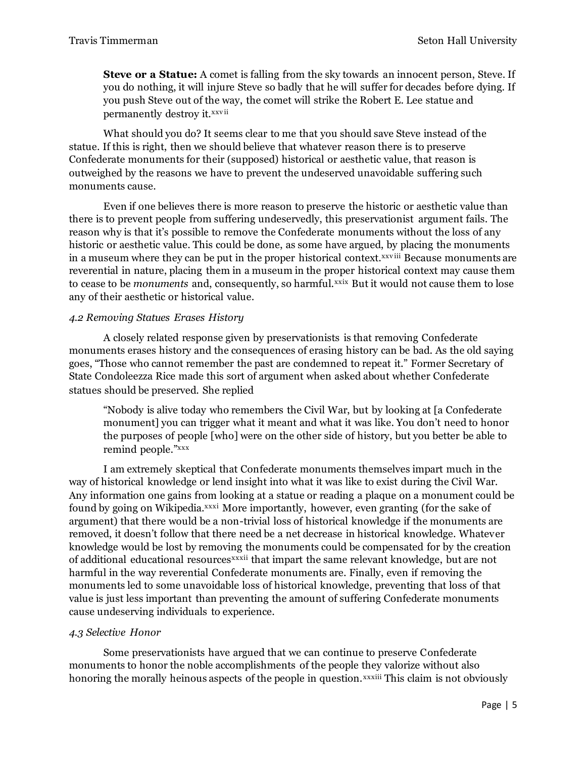> **Steve or a Statue:** A comet is falling from the sky towards an innocent person, Steve. If you do nothing, it will injure Steve so badly that he will suffer for decades before dying. If you push Steve out of the way, the comet will strike the Robert E. Lee statue and permanently destroy it.[xxvii]

What should you do? It seems clear to me that you should save Steve instead of the statue. If this is right, then we should believe that whatever reason there is to preserve Confederate monuments for their (supposed) historical or aesthetic value, that reason is outweighed by the reasons we have to prevent the undeserved unavoidable suffering such monuments cause.

Even if one believes there is more reason to preserve the historic or aesthetic value than there is to prevent people from suffering undeservedly, this preservationist argument fails. The reason why is that it's possible to remove the Confederate monuments without the loss of any historic or aesthetic value. This could be done, as some have argued, by placing the monuments in a museum where they can be put in the proper historical context.[xxviii] Because monuments are reverential in nature, placing them in a museum in the proper historical context may cause them to cease to be *monuments* and, consequently, so harmful.[xxix] But it would not cause them to lose any of their aesthetic or historical value.

*4.2 Removing Statues Erases History*

A closely related response given by preservationists is that removing Confederate monuments erases history and the consequences of erasing history can be bad. As the old saying goes, "Those who cannot remember the past are condemned to repeat it." Former Secretary of State Condoleezza Rice made this sort of argument when asked about whether Confederate statues should be preserved. She replied

> "Nobody is alive today who remembers the Civil War, but by looking at [a Confederate monument] you can trigger what it meant and what it was like. You don't need to honor the purposes of people [who] were on the other side of history, but you better be able to remind people."[xxx]

I am extremely skeptical that Confederate monuments themselves impart much in the way of historical knowledge or lend insight into what it was like to exist during the Civil War. Any information one gains from looking at a statue or reading a plaque on a monument could be found by going on Wikipedia.[xxxi] More importantly, however, even granting (for the sake of argument) that there would be a non-trivial loss of historical knowledge if the monuments are removed, it doesn't follow that there need be a net decrease in historical knowledge. Whatever knowledge would be lost by removing the monuments could be compensated for by the creation of additional educational resources[xxxii] that impart the same relevant knowledge, but are not harmful in the way reverential Confederate monuments are. Finally, even if removing the monuments led to some unavoidable loss of historical knowledge, preventing that loss of that value is just less important than preventing the amount of suffering Confederate monuments cause undeserving individuals to experience.

*4.3 Selective Honor*

Some preservationists have argued that we can continue to preserve Confederate monuments to honor the noble accomplishments of the people they valorize without also honoring the morally heinous aspects of the people in question.[xxxiii] This claim is not obviously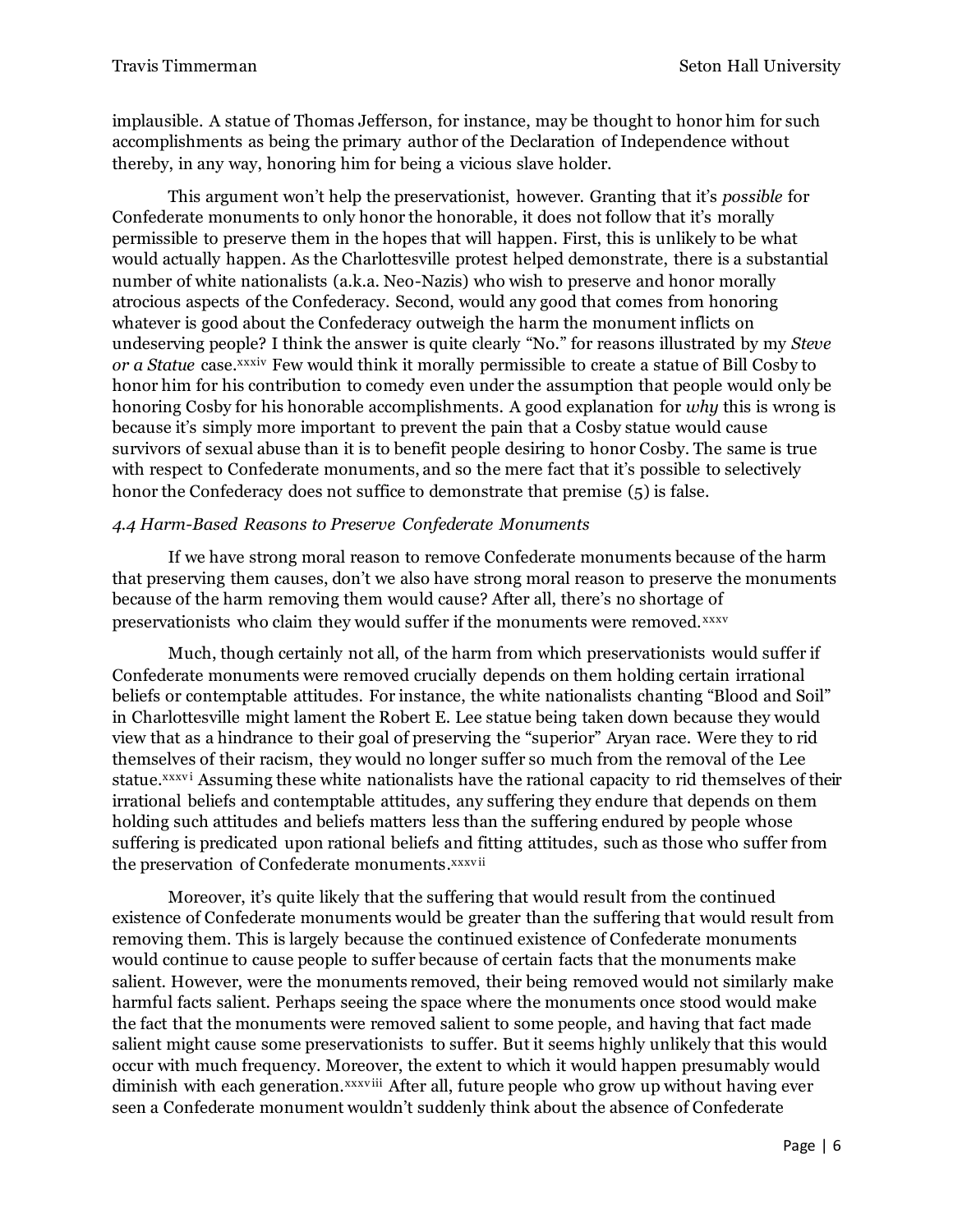implausible. A statue of Thomas Jefferson, for instance, may be thought to honor him for such accomplishments as being the primary author of the Declaration of Independence without thereby, in any way, honoring him for being a vicious slave holder.

This argument won't help the preservationist, however. Granting that it's *possible* for Confederate monuments to only honor the honorable, it does not follow that it's morally permissible to preserve them in the hopes that will happen. First, this is unlikely to be what would actually happen. As the Charlottesville protest helped demonstrate, there is a substantial number of white nationalists (a.k.a. Neo-Nazis) who wish to preserve and honor morally atrocious aspects of the Confederacy. Second, would any good that comes from honoring whatever is good about the Confederacy outweigh the harm the monument inflicts on undeserving people? I think the answer is quite clearly "No." for reasons illustrated by my *Steve or a Statue* case.[xxxiv] Few would think it morally permissible to create a statue of Bill Cosby to honor him for his contribution to comedy even under the assumption that people would only be honoring Cosby for his honorable accomplishments. A good explanation for *why* this is wrong is because it's simply more important to prevent the pain that a Cosby statue would cause survivors of sexual abuse than it is to benefit people desiring to honor Cosby. The same is true with respect to Confederate monuments, and so the mere fact that it's possible to selectively honor the Confederacy does not suffice to demonstrate that premise (5) is false.

*4.4 Harm-Based Reasons to Preserve Confederate Monuments*

If we have strong moral reason to remove Confederate monuments because of the harm that preserving them causes, don't we also have strong moral reason to preserve the monuments because of the harm removing them would cause? After all, there's no shortage of preservationists who claim they would suffer if the monuments were removed.[xxxv]

Much, though certainly not all, of the harm from which preservationists would suffer if Confederate monuments were removed crucially depends on them holding certain irrational beliefs or contemptable attitudes. For instance, the white nationalists chanting "Blood and Soil" in Charlottesville might lament the Robert E. Lee statue being taken down because they would view that as a hindrance to their goal of preserving the "superior" Aryan race. Were they to rid themselves of their racism, they would no longer suffer so much from the removal of the Lee statue.[xxxvi] Assuming these white nationalists have the rational capacity to rid themselves of their irrational beliefs and contemptable attitudes, any suffering they endure that depends on them holding such attitudes and beliefs matters less than the suffering endured by people whose suffering is predicated upon rational beliefs and fitting attitudes, such as those who suffer from the preservation of Confederate monuments.[xxxvii]

Moreover, it's quite likely that the suffering that would result from the continued existence of Confederate monuments would be greater than the suffering that would result from removing them. This is largely because the continued existence of Confederate monuments would continue to cause people to suffer because of certain facts that the monuments make salient. However, were the monuments removed, their being removed would not similarly make harmful facts salient. Perhaps seeing the space where the monuments once stood would make the fact that the monuments were removed salient to some people, and having that fact made salient might cause some preservationists to suffer. But it seems highly unlikely that this would occur with much frequency. Moreover, the extent to which it would happen presumably would diminish with each generation.[xxxviii] After all, future people who grow up without having ever seen a Confederate monument wouldn't suddenly think about the absence of Confederate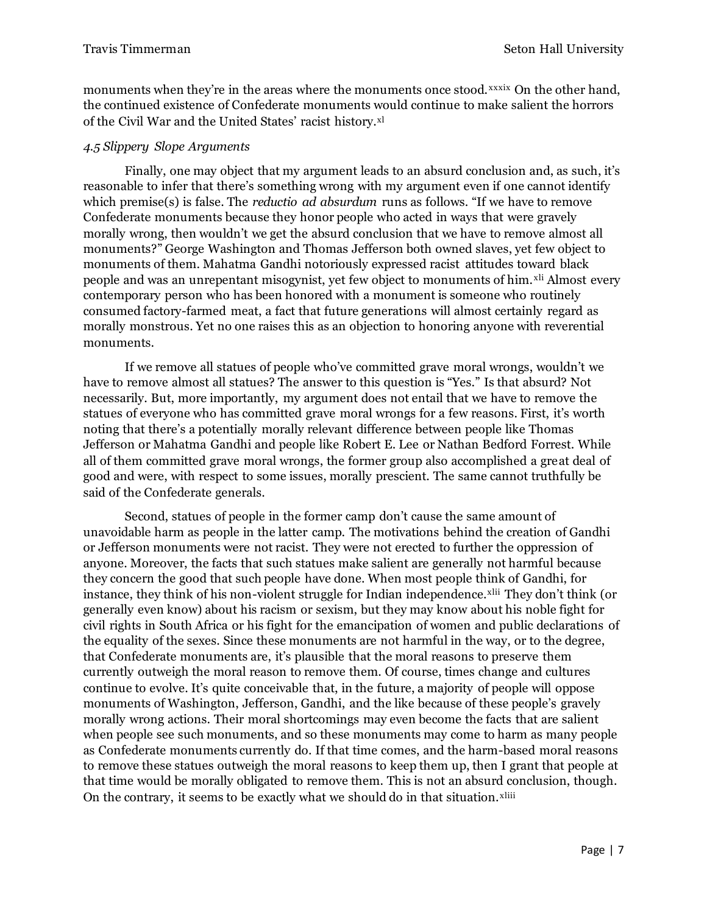monuments when they're in the areas where the monuments once stood.[xxxix] On the other hand, the continued existence of Confederate monuments would continue to make salient the horrors of the Civil War and the United States' racist history.[xl]

### *4.5 Slippery Slope Arguments*

Finally, one may object that my argument leads to an absurd conclusion and, as such, it's reasonable to infer that there's something wrong with my argument even if one cannot identify which premise(s) is false. The *reductio ad absurdum* runs as follows. "If we have to remove Confederate monuments because they honor people who acted in ways that were gravely morally wrong, then wouldn't we get the absurd conclusion that we have to remove almost all monuments?" George Washington and Thomas Jefferson both owned slaves, yet few object to monuments of them. Mahatma Gandhi notoriously expressed racist attitudes toward black people and was an unrepentant misogynist, yet few object to monuments of him.[xli] Almost every contemporary person who has been honored with a monument is someone who routinely consumed factory-farmed meat, a fact that future generations will almost certainly regard as morally monstrous. Yet no one raises this as an objection to honoring anyone with reverential monuments.

If we remove all statues of people who've committed grave moral wrongs, wouldn't we have to remove almost all statues? The answer to this question is "Yes." Is that absurd? Not necessarily. But, more importantly, my argument does not entail that we have to remove the statues of everyone who has committed grave moral wrongs for a few reasons. First, it's worth noting that there's a potentially morally relevant difference between people like Thomas Jefferson or Mahatma Gandhi and people like Robert E. Lee or Nathan Bedford Forrest. While all of them committed grave moral wrongs, the former group also accomplished a great deal of good and were, with respect to some issues, morally prescient. The same cannot truthfully be said of the Confederate generals.

Second, statues of people in the former camp don't cause the same amount of unavoidable harm as people in the latter camp. The motivations behind the creation of Gandhi or Jefferson monuments were not racist. They were not erected to further the oppression of anyone. Moreover, the facts that such statues make salient are generally not harmful because they concern the good that such people have done. When most people think of Gandhi, for instance, they think of his non-violent struggle for Indian independence.[xlii] They don't think (or generally even know) about his racism or sexism, but they may know about his noble fight for civil rights in South Africa or his fight for the emancipation of women and public declarations of the equality of the sexes. Since these monuments are not harmful in the way, or to the degree, that Confederate monuments are, it's plausible that the moral reasons to preserve them currently outweigh the moral reason to remove them. Of course, times change and cultures continue to evolve. It's quite conceivable that, in the future, a majority of people will oppose monuments of Washington, Jefferson, Gandhi, and the like because of these people's gravely morally wrong actions. Their moral shortcomings may even become the facts that are salient when people see such monuments, and so these monuments may come to harm as many people as Confederate monuments currently do. If that time comes, and the harm-based moral reasons to remove these statues outweigh the moral reasons to keep them up, then I grant that people at that time would be morally obligated to remove them. This is not an absurd conclusion, though. On the contrary, it seems to be exactly what we should do in that situation.[xliii]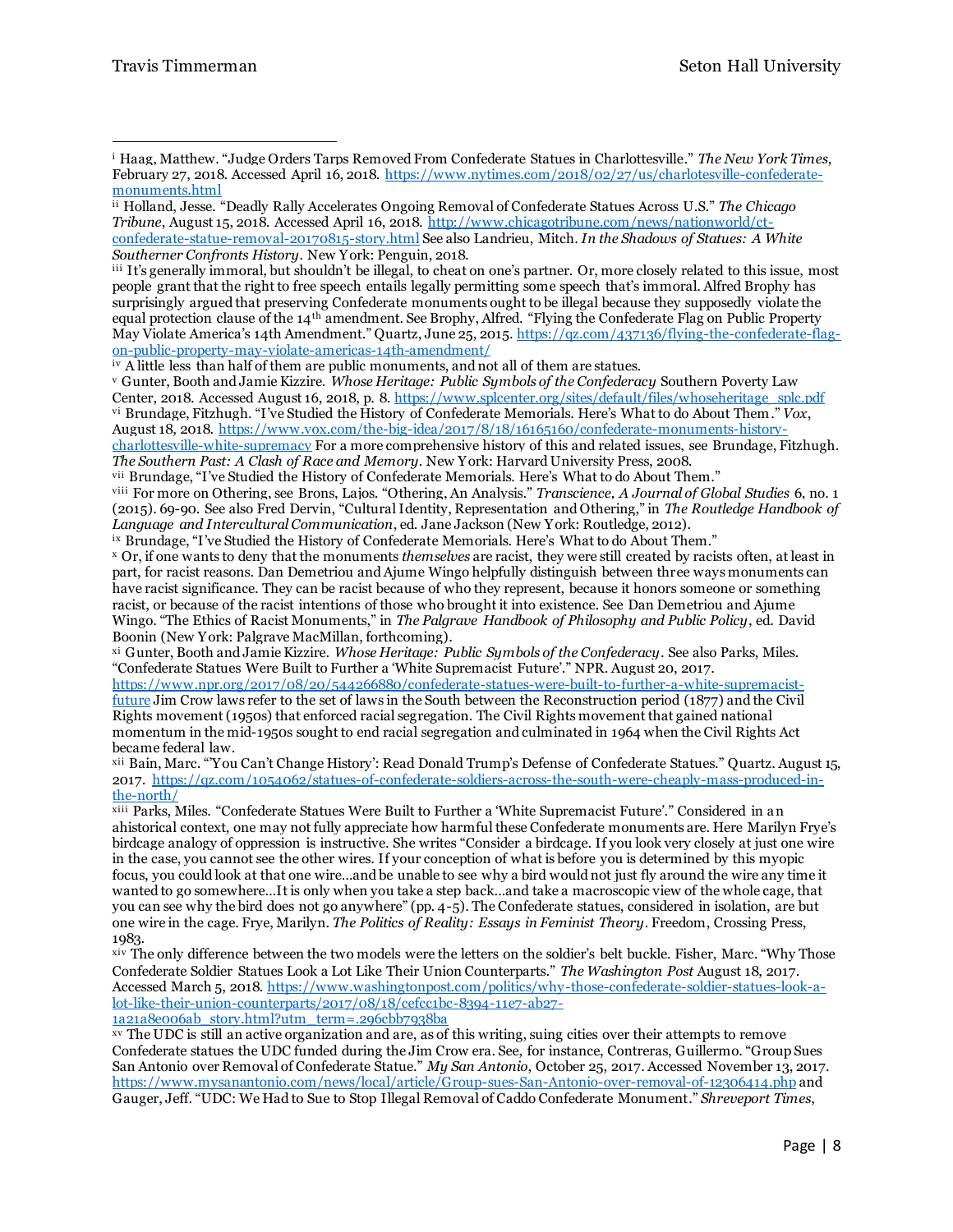[i] Haag, Matthew. "Judge Orders Tarps Removed From Confederate Statues in Charlottesville." *The New York Times*, February 27, 2018. Accessed April 16, 2018. https://www.nytimes.com/2018/02/27/us/charlotesville-confederate-monuments.html

[ii] Holland, Jesse. "Deadly Rally Accelerates Ongoing Removal of Confederate Statues Across U.S." *The Chicago Tribune*, August 15, 2018. Accessed April 16, 2018. http://www.chicagotribune.com/news/nationworld/ct-confederate-statue-removal-20170815-story.html See also Landrieu, Mitch. *In the Shadows of Statues: A White Southerner Confronts History*. New York: Penguin, 2018.

[iii] It's generally immoral, but shouldn't be illegal, to cheat on one's partner. Or, more closely related to this issue, most people grant that the right to free speech entails legally permitting some speech that's immoral. Alfred Brophy has surprisingly argued that preserving Confederate monuments ought to be illegal because they supposedly violate the equal protection clause of the 14th amendment. See Brophy, Alfred. "Flying the Confederate Flag on Public Property May Violate America's 14th Amendment." Quartz, June 25, 2015. https://qz.com/437136/flying-the-confederate-flag-on-public-property-may-violate-americas-14th-amendment/

[iv] A little less than half of them are public monuments, and not all of them are statues.

[v] Gunter, Booth and Jamie Kizzire. *Whose Heritage: Public Symbols of the Confederacy* Southern Poverty Law Center, 2018. Accessed August 16, 2018, p. 8. https://www.splcenter.org/sites/default/files/whoseheritage_splc.pdf

[vi] Brundage, Fitzhugh. "I've Studied the History of Confederate Memorials. Here's What to do About Them." *Vox*, August 18, 2018. https://www.vox.com/the-big-idea/2017/8/18/16165160/confederate-monuments-history-charlottesville-white-supremacy For a more comprehensive history of this and related issues, see Brundage, Fitzhugh. *The Southern Past: A Clash of Race and Memory*. New York: Harvard University Press, 2008.

[vii] Brundage, "I've Studied the History of Confederate Memorials. Here's What to do About Them."

[viii] For more on Othering, see Brons, Lajos. "Othering, An Analysis." *Transcience, A Journal of Global Studies* 6, no. 1 (2015). 69-90. See also Fred Dervin, "Cultural Identity, Representation and Othering," in *The Routledge Handbook of Language and Intercultural Communication*, ed. Jane Jackson (New York: Routledge, 2012).

[ix] Brundage, "I've Studied the History of Confederate Memorials. Here's What to do About Them."

[x] Or, if one wants to deny that the monuments *themselves* are racist, they were still created by racists often, at least in part, for racist reasons. Dan Demetriou and Ajume Wingo helpfully distinguish between three ways monuments can have racist significance. They can be racist because of who they represent, because it honors someone or something racist, or because of the racist intentions of those who brought it into existence. See Dan Demetriou and Ajume Wingo. "The Ethics of Racist Monuments," in *The Palgrave Handbook of Philosophy and Public Policy*, ed. David Boonin (New York: Palgrave MacMillan, forthcoming).

[xi] Gunter, Booth and Jamie Kizzire. *Whose Heritage: Public Symbols of the Confederacy*. See also Parks, Miles. "Confederate Statues Were Built to Further a 'White Supremacist Future'." NPR. August 20, 2017. https://www.npr.org/2017/08/20/544266880/confederate-statues-were-built-to-further-a-white-supremacist-future Jim Crow laws refer to the set of laws in the South between the Reconstruction period (1877) and the Civil Rights movement (1950s) that enforced racial segregation. The Civil Rights movement that gained national momentum in the mid-1950s sought to end racial segregation and culminated in 1964 when the Civil Rights Act became federal law.

[xii] Bain, Marc. "'You Can't Change History': Read Donald Trump's Defense of Confederate Statues." Quartz. August 15, 2017. https://qz.com/1054062/statues-of-confederate-soldiers-across-the-south-were-cheaply-mass-produced-in-the-north/

[xiii] Parks, Miles. "Confederate Statues Were Built to Further a 'White Supremacist Future'." Considered in an ahistorical context, one may not fully appreciate how harmful these Confederate monuments are. Here Marilyn Frye's birdcage analogy of oppression is instructive. She writes "Consider a birdcage. If you look very closely at just one wire in the case, you cannot see the other wires. If your conception of what is before you is determined by this myopic focus, you could look at that one wire…and be unable to see why a bird would not just fly around the wire any time it wanted to go somewhere…It is only when you take a step back…and take a macroscopic view of the whole cage, that you can see why the bird does not go anywhere" (pp. 4-5). The Confederate statues, considered in isolation, are but one wire in the cage. Frye, Marilyn. *The Politics of Reality: Essays in Feminist Theory*. Freedom, Crossing Press, 1983.

[xiv] The only difference between the two models were the letters on the soldier's belt buckle. Fisher, Marc. "Why Those Confederate Soldier Statues Look a Lot Like Their Union Counterparts." *The Washington Post* August 18, 2017. Accessed March 5, 2018. https://www.washingtonpost.com/politics/why-those-confederate-soldier-statues-look-a-lot-like-their-union-counterparts/2017/08/18/cefcc1bc-8394-11e7-ab27-1a21a8e006ab_story.html?utm_term=.296cbb7938ba

[xv] The UDC is still an active organization and are, as of this writing, suing cities over their attempts to remove Confederate statues the UDC funded during the Jim Crow era. See, for instance, Contreras, Guillermo. "Group Sues San Antonio over Removal of Confederate Statue." *My San Antonio*, October 25, 2017. Accessed November 13, 2017. https://www.mysanantonio.com/news/local/article/Group-sues-San-Antonio-over-removal-of-12306414.php and Gauger, Jeff. "UDC: We Had to Sue to Stop Illegal Removal of Caddo Confederate Monument." *Shreveport Times*,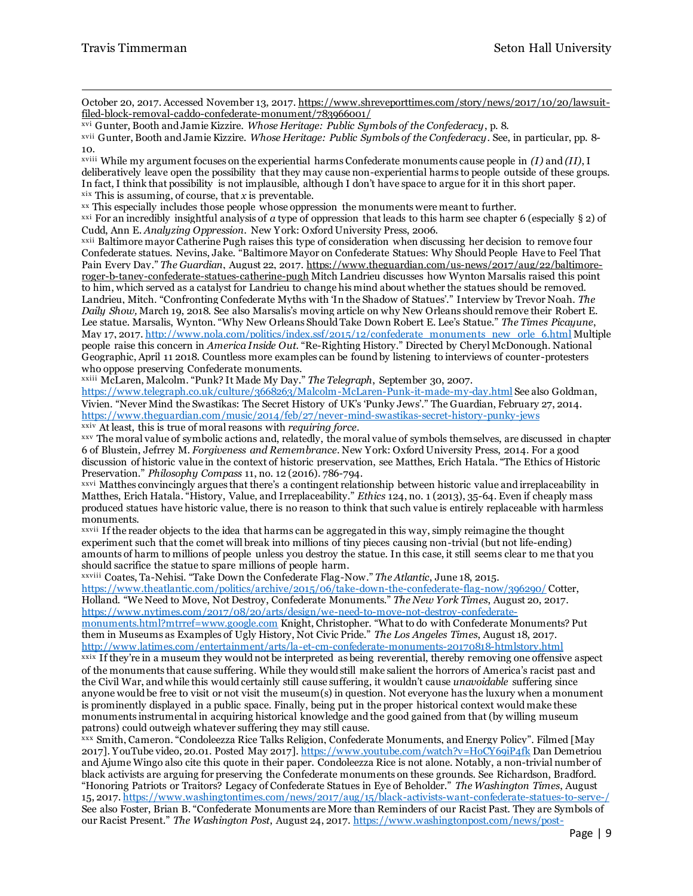October 20, 2017. Accessed November 13, 2017. https://www.shreveporttimes.com/story/news/2017/10/20/lawsuit-filed-block-removal-caddo-confederate-monument/783966001/

[xvi] Gunter, Booth and Jamie Kizzire. *Whose Heritage: Public Symbols of the Confederacy*, p. 8.

[xvii] Gunter, Booth and Jamie Kizzire. *Whose Heritage: Public Symbols of the Confederacy*. See, in particular, pp. 8-10.

[xviii] While my argument focuses on the experiential harms Confederate monuments cause people in *(I)* and *(II)*, I deliberatively leave open the possibility that they may cause non-experiential harms to people outside of these groups. In fact, I think that possibility is not implausible, although I don't have space to argue for it in this short paper.

[xix] This is assuming, of course, that *x* is preventable.

[xx] This especially includes those people whose oppression the monuments were meant to further.

[xxi] For an incredibly insightful analysis of *a* type of oppression that leads to this harm see chapter 6 (especially § 2) of Cudd, Ann E. *Analyzing Oppression*. New York: Oxford University Press, 2006.

[xxii] Baltimore mayor Catherine Pugh raises this type of consideration when discussing her decision to remove four Confederate statues. Nevins, Jake. "Baltimore Mayor on Confederate Statues: Why Should People Have to Feel That Pain Every Day." *The Guardian*, August 22, 2017. https://www.theguardian.com/us-news/2017/aug/22/baltimore-roger-b-taney-confederate-statues-catherine-pugh Mitch Landrieu discusses how Wynton Marsalis raised this point to him, which served as a catalyst for Landrieu to change his mind about whether the statues should be removed. Landrieu, Mitch. "Confronting Confederate Myths with 'In the Shadow of Statues'." Interview by Trevor Noah. *The Daily Show,* March 19, 2018. See also Marsalis's moving article on why New Orleans should remove their Robert E. Lee statue. Marsalis, Wynton. "Why New Orleans Should Take Down Robert E. Lee's Statue." *The Times Picayune*, May 17, 2017. http://www.nola.com/politics/index.ssf/2015/12/confederate_monuments_new_orle_6.html Multiple people raise this concern in *America Inside Out*. "Re-Righting History." Directed by Cheryl McDonough. National Geographic, April 11 2018. Countless more examples can be found by listening to interviews of counter-protesters who oppose preserving Confederate monuments.

[xxiii] McLaren, Malcolm. "Punk? It Made My Day." *The Telegraph*, September 30, 2007. https://www.telegraph.co.uk/culture/3668263/Malcolm-McLaren-Punk-it-made-my-day.html See also Goldman, Vivien. "Never Mind the Swastikas: The Secret History of UK's 'Punky Jews'." The Guardian, February 27, 2014. https://www.theguardian.com/music/2014/feb/27/never-mind-swastikas-secret-history-punky-jews

[xxiv] At least, this is true of moral reasons with *requiring force*.

[xxv] The moral value of symbolic actions and, relatedly, the moral value of symbols themselves, are discussed in chapter 6 of Blustein, Jeffrey M. *Forgiveness and Remembrance*. New York: Oxford University Press, 2014. For a good discussion of historic value in the context of historic preservation, see Matthes, Erich Hatala. "The Ethics of Historic Preservation." *Philosophy Compass* 11, no. 12 (2016). 786-794.

[xxvi] Matthes convincingly argues that there's a contingent relationship between historic value and irreplaceability in Matthes, Erich Hatala. "History, Value, and Irreplaceability." *Ethics* 124, no. 1 (2013), 35-64. Even if cheaply mass produced statues have historic value, there is no reason to think that such value is entirely replaceable with harmless monuments.

[xxvii] If the reader objects to the idea that harms can be aggregated in this way, simply reimagine the thought experiment such that the comet will break into millions of tiny pieces causing non-trivial (but not life-ending) amounts of harm to millions of people unless you destroy the statue. In this case, it still seems clear to me that you should sacrifice the statue to spare millions of people harm.

[xxviii] Coates, Ta-Nehisi. "Take Down the Confederate Flag-Now." *The Atlantic*, June 18, 2015. https://www.theatlantic.com/politics/archive/2015/06/take-down-the-confederate-flag-now/396290/ Cotter, Holland. "We Need to Move, Not Destroy, Confederate Monuments." *The New York Times*, August 20, 2017. https://www.nytimes.com/2017/08/20/arts/design/we-need-to-move-not-destroy-confederate-monuments.html?mtrref=www.google.com Knight, Christopher. "What to do with Confederate Monuments? Put them in Museums as Examples of Ugly History, Not Civic Pride." *The Los Angeles Times*, August 18, 2017. http://www.latimes.com/entertainment/arts/la-et-cm-confederate-monuments-20170818-htmlstory.html

[xxix] If they're in a museum they would not be interpreted as being reverential, thereby removing one offensive aspect of the monuments that cause suffering. While they would still make salient the horrors of America's racist past and the Civil War, and while this would certainly still cause suffering, it wouldn't cause *unavoidable* suffering since anyone would be free to visit or not visit the museum(s) in question. Not everyone has the luxury when a monument is prominently displayed in a public space. Finally, being put in the proper historical context would make these monuments instrumental in acquiring historical knowledge and the good gained from that (by willing museum patrons) could outweigh whatever suffering they may still cause.

[xxx] Smith, Cameron. "Condoleezza Rice Talks Religion, Confederate Monuments, and Energy Policy". Filmed [May 2017]. YouTube video, 20.01. Posted May 2017]. https://www.youtube.com/watch?v=HoCY69iP4fk Dan Demetriou and Ajume Wingo also cite this quote in their paper. Condoleezza Rice is not alone. Notably, a non-trivial number of black activists are arguing for preserving the Confederate monuments on these grounds. See Richardson, Bradford. "Honoring Patriots or Traitors? Legacy of Confederate Statues in Eye of Beholder." *The Washington Times*, August 15, 2017. https://www.washingtontimes.com/news/2017/aug/15/black-activists-want-confederate-statues-to-serve-/ See also Foster, Brian B. "Confederate Monuments are More than Reminders of our Racist Past. They are Symbols of our Racist Present." *The Washington Post*, August 24, 2017. https://www.washingtonpost.com/news/post-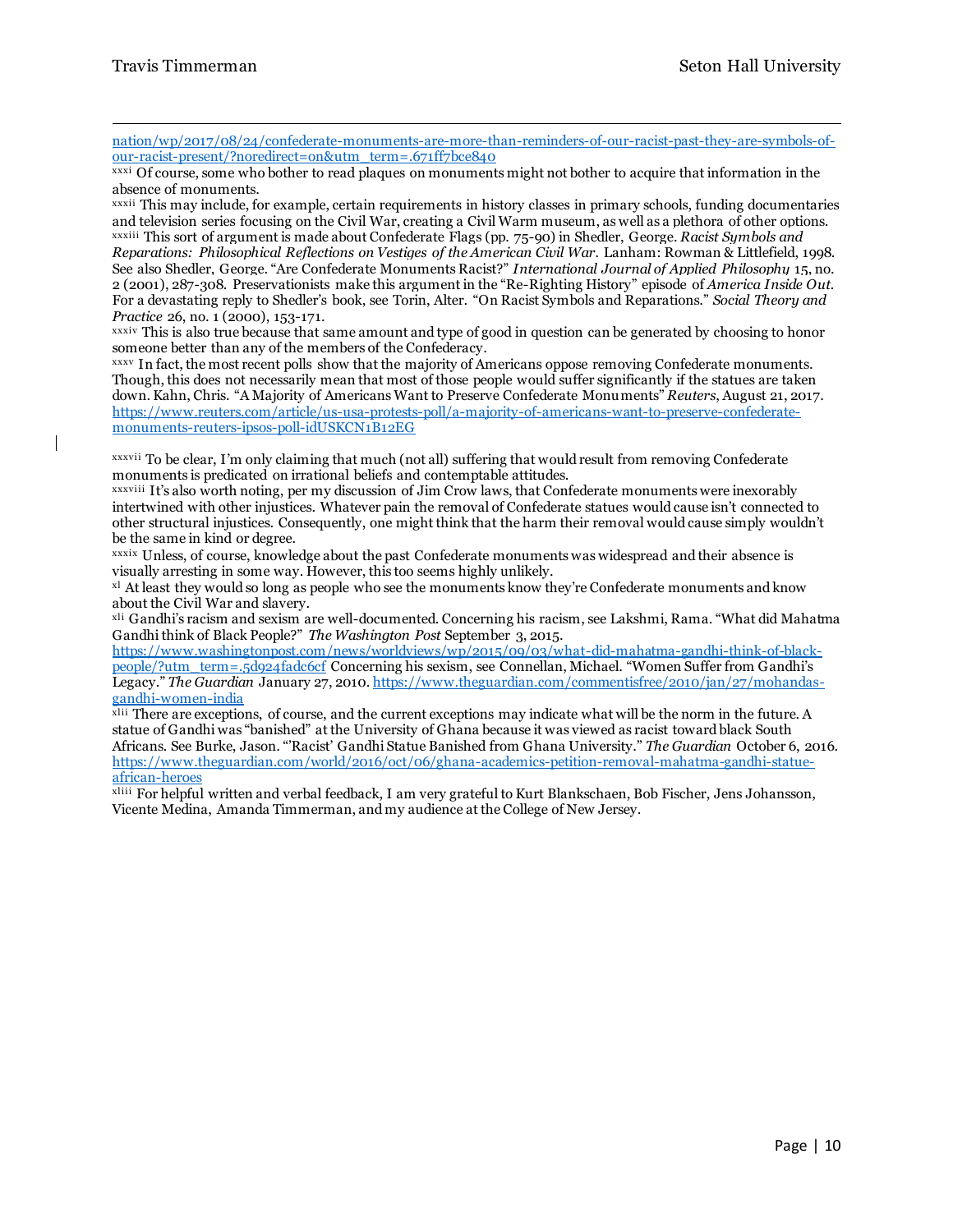nation/wp/2017/08/24/confederate-monuments-are-more-than-reminders-of-our-racist-past-they-are-symbols-of-our-racist-present/?noredirect=on&utm_term=.671ff7bce840

[xxxi] Of course, some who bother to read plaques on monuments might not bother to acquire that information in the absence of monuments.

[xxxii] This may include, for example, certain requirements in history classes in primary schools, funding documentaries and television series focusing on the Civil War, creating a Civil Warm museum, as well as a plethora of other options.

[xxxiii] This sort of argument is made about Confederate Flags (pp. 75-90) in Shedler, George. *Racist Symbols and Reparations: Philosophical Reflections on Vestiges of the American Civil War*. Lanham: Rowman & Littlefield, 1998. See also Shedler, George. "Are Confederate Monuments Racist?" *International Journal of Applied Philosophy* 15, no. 2 (2001), 287-308. Preservationists make this argument in the "Re-Righting History" episode of *America Inside Out*. For a devastating reply to Shedler's book, see Torin, Alter. "On Racist Symbols and Reparations." *Social Theory and Practice* 26, no. 1 (2000), 153-171.

[xxxiv] This is also true because that same amount and type of good in question can be generated by choosing to honor someone better than any of the members of the Confederacy.

[xxxv] In fact, the most recent polls show that the majority of Americans oppose removing Confederate monuments. Though, this does not necessarily mean that most of those people would suffer significantly if the statues are taken down. Kahn, Chris. "A Majority of Americans Want to Preserve Confederate Monuments" *Reuters*, August 21, 2017. https://www.reuters.com/article/us-usa-protests-poll/a-majority-of-americans-want-to-preserve-confederate-monuments-reuters-ipsos-poll-idUSKCN1B12EG

[xxxvii] To be clear, I'm only claiming that much (not all) suffering that would result from removing Confederate monuments is predicated on irrational beliefs and contemptable attitudes.

[xxxviii] It's also worth noting, per my discussion of Jim Crow laws, that Confederate monuments were inexorably intertwined with other injustices. Whatever pain the removal of Confederate statues would cause isn't connected to other structural injustices. Consequently, one might think that the harm their removal would cause simply wouldn't be the same in kind or degree.

[xxxix] Unless, of course, knowledge about the past Confederate monuments was widespread and their absence is visually arresting in some way. However, this too seems highly unlikely.

[xl] At least they would so long as people who see the monuments know they're Confederate monuments and know about the Civil War and slavery.

[xli] Gandhi's racism and sexism are well-documented. Concerning his racism, see Lakshmi, Rama. "What did Mahatma Gandhi think of Black People?" *The Washington Post* September 3, 2015. https://www.washingtonpost.com/news/worldviews/wp/2015/09/03/what-did-mahatma-gandhi-think-of-black-people/?utm_term=.5d924fadc6cf Concerning his sexism, see Connellan, Michael. "Women Suffer from Gandhi's Legacy." *The Guardian* January 27, 2010. https://www.theguardian.com/commentisfree/2010/jan/27/mohandas-gandhi-women-india

[xlii] There are exceptions, of course, and the current exceptions may indicate what will be the norm in the future. A statue of Gandhi was "banished" at the University of Ghana because it was viewed as racist toward black South Africans. See Burke, Jason. "'Racist' Gandhi Statue Banished from Ghana University." *The Guardian* October 6, 2016. https://www.theguardian.com/world/2016/oct/06/ghana-academics-petition-removal-mahatma-gandhi-statue-african-heroes

[xliii] For helpful written and verbal feedback, I am very grateful to Kurt Blankschaen, Bob Fischer, Jens Johansson, Vicente Medina, Amanda Timmerman, and my audience at the College of New Jersey.